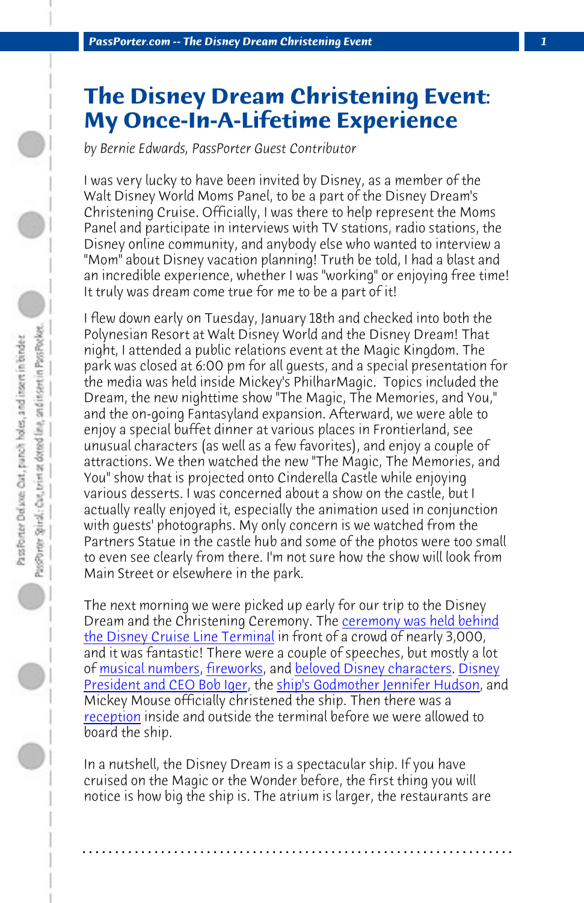# The Disney Dream Christening Event: My Once-In-A-Lifetime Experience

*by Bernie Edwards, PassPorter Guest Contributor*

I was very lucky to have been invited by Disney, as a member of the Walt Disney World Moms Panel, to be a part of the Disney Dream's Christening Cruise. Officially, I was there to help represent the Moms Panel and participate in interviews with TV stations, radio stations, the Disney online community, and anybody else who wanted to interview a "Mom" about Disney vacation planning! Truth be told, I had a blast and an incredible experience, whether I was "working" or enjoying free time! It truly was dream come true for me to be a part of it!

I flew down early on Tuesday, January 18th and checked into both the Polynesian Resort at Walt Disney World and the Disney Dream! That night, I attended a public relations event at the Magic Kingdom. The park was closed at 6:00 pm for all guests, and a special presentation for the media was held inside Mickey's PhilharMagic. Topics included the Dream, the new nighttime show "The Magic, The Memories, and You," and the on-going Fantasyland expansion. Afterward, we were able to enjoy a special buffet dinner at various places in Frontierland, see unusual characters (as well as a few favorites), and enjoy a couple of attractions. We then watched the new "The Magic, The Memories, and You" show that is projected onto Cinderella Castle while enjoying various desserts. I was concerned about a show on the castle, but I actually really enjoyed it, especially the animation used in conjunction with guests' photographs. My only concern is we watched from the Partners Statue in the castle hub and some of the photos were too small to even see clearly from there. I'm not sure how the show will look from Main Street or elsewhere in the park.

The next morning we were picked up early for our trip to the Disney Dream and the Christening Ceremony. The ceremony was held behind the Disney Cruise Line Terminal in front of a crowd of nearly 3,000, and it was fantastic! There were a couple of speeches, but mostly a lot of musical numbers, fireworks, and beloved Disney characters. Disney President and CEO Bob Iger, the ship's Godmother Jennifer Hudson, and Mickey Mouse officially christened the ship. Then there was a reception inside and outside the terminal before we were allowed to board the ship.

In a nutshell, the Disney Dream is a spectacular ship. If you have cruised on the Magic or the Wonder before, the first thing you will notice is how big the ship is. The atrium is larger, the restaurants are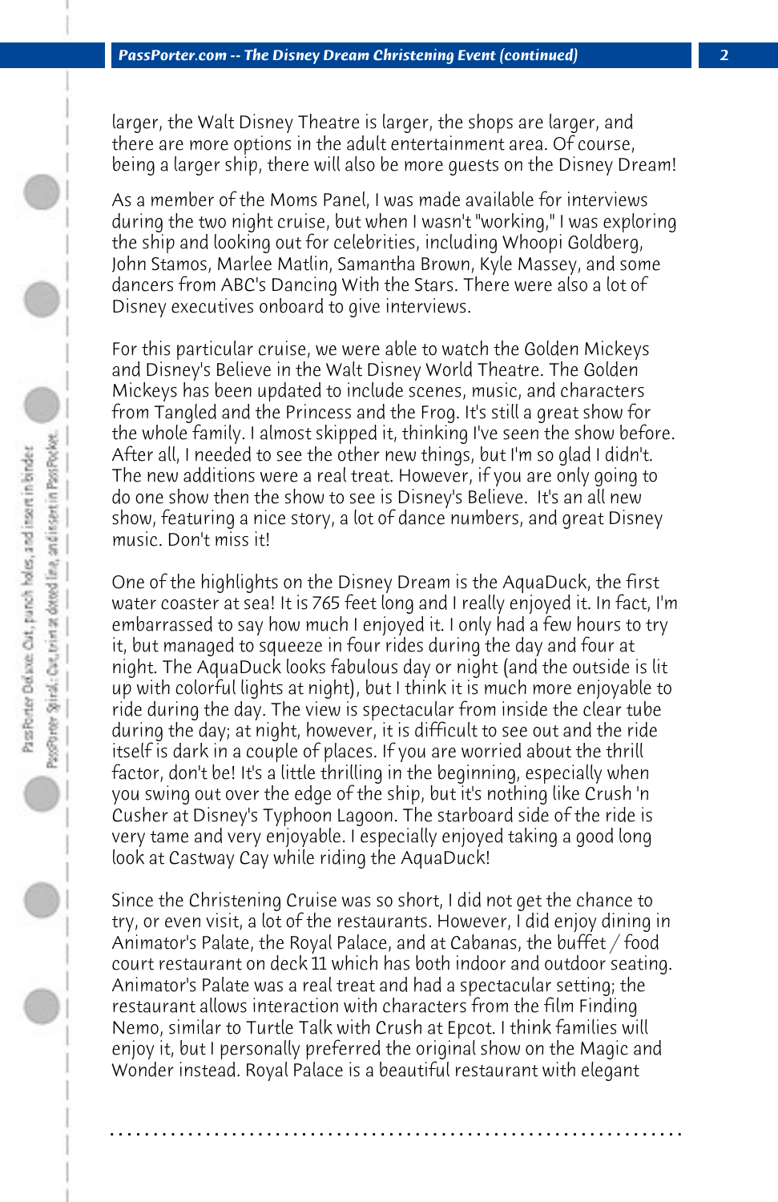larger, the Walt Disney Theatre is larger, the shops are larger, and there are more options in the adult entertainment area. Of course, being a larger ship, there will also be more guests on the Disney Dream!

As a member of the Moms Panel, I was made available for interviews during the two night cruise, but when I wasn't "working," I was exploring the ship and looking out for celebrities, including Whoopi Goldberg, John Stamos, Marlee Matlin, Samantha Brown, Kyle Massey, and some dancers from ABC's Dancing With the Stars. There were also a lot of Disney executives onboard to give interviews.

For this particular cruise, we were able to watch the Golden Mickeys and Disney's Believe in the Walt Disney World Theatre. The Golden Mickeys has been updated to include scenes, music, and characters from Tangled and the Princess and the Frog. It's still a great show for the whole family. I almost skipped it, thinking I've seen the show before. After all, I needed to see the other new things, but I'm so glad I didn't. The new additions were a real treat. However, if you are only going to do one show then the show to see is Disney's Believe. It's an all new show, featuring a nice story, a lot of dance numbers, and great Disney music. Don't miss it!

One of the highlights on the Disney Dream is the AquaDuck, the first water coaster at sea! It is 765 feet long and I really enjoyed it. In fact, I'm embarrassed to say how much I enjoyed it. I only had a few hours to try it, but managed to squeeze in four rides during the day and four at night. The AquaDuck looks fabulous day or night (and the outside is lit up with colorful lights at night), but I think it is much more enjoyable to ride during the day. The view is spectacular from inside the clear tube during the day; at night, however, it is difficult to see out and the ride itself is dark in a couple of places. If you are worried about the thrill factor, don't be! It's a little thrilling in the beginning, especially when you swing out over the edge of the ship, but it's nothing like Crush 'n Cusher at Disney's Typhoon Lagoon. The starboard side of the ride is very tame and very enjoyable. I especially enjoyed taking a good long look at Castway Cay while riding the AquaDuck!

Since the Christening Cruise was so short, I did not get the chance to try, or even visit, a lot of the restaurants. However, I did enjoy dining in Animator's Palate, the Royal Palace, and at Cabanas, the buffet / food court restaurant on deck 11 which has both indoor and outdoor seating. Animator's Palate was a real treat and had a spectacular setting; the restaurant allows interaction with characters from the film Finding Nemo, similar to Turtle Talk with Crush at Epcot. I think families will enjoy it, but I personally preferred the original show on the Magic and Wonder instead. Royal Palace is a beautiful restaurant with elegant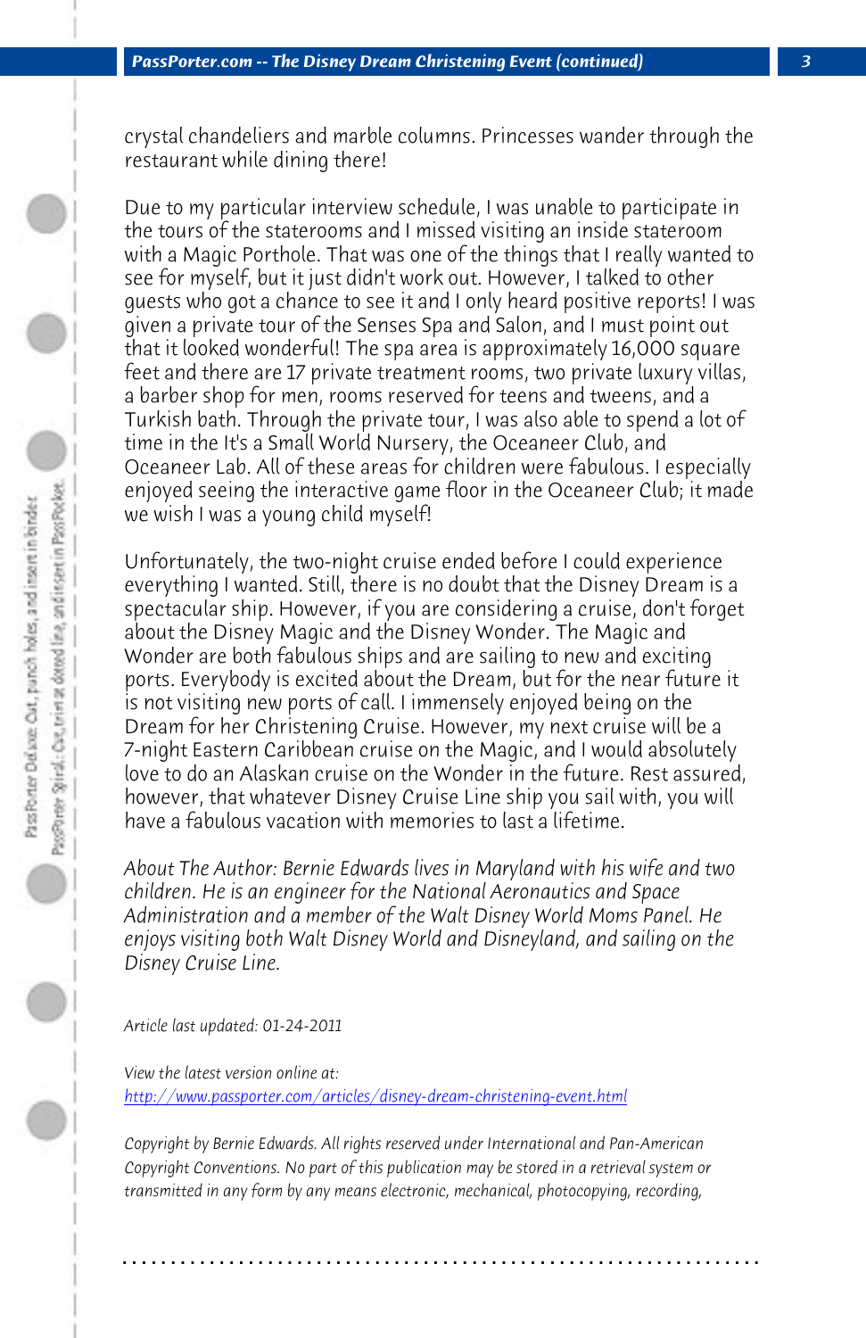crystal chandeliers and marble columns. Princesses wander through the restaurant while dining there!

Due to my particular interview schedule, I was unable to participate in the tours of the staterooms and I missed visiting an inside stateroom with a Magic Porthole. That was one of the things that I really wanted to see for myself, but it just didn't work out. However, I talked to other guests who got a chance to see it and I only heard positive reports! I was given a private tour of the Senses Spa and Salon, and I must point out that it looked wonderful! The spa area is approximately 16,000 square feet and there are 17 private treatment rooms, two private luxury villas, a barber shop for men, rooms reserved for teens and tweens, and a Turkish bath. Through the private tour, I was also able to spend a lot of time in the It's a Small World Nursery, the Oceaneer Club, and Oceaneer Lab. All of these areas for children were fabulous. I especially enjoyed seeing the interactive game floor in the Oceaneer Club; it made we wish I was a young child myself!

Unfortunately, the two-night cruise ended before I could experience everything I wanted. Still, there is no doubt that the Disney Dream is a spectacular ship. However, if you are considering a cruise, don't forget about the Disney Magic and the Disney Wonder. The Magic and Wonder are both fabulous ships and are sailing to new and exciting ports. Everybody is excited about the Dream, but for the near future it is not visiting new ports of call. I immensely enjoyed being on the Dream for her Christening Cruise. However, my next cruise will be a 7-night Eastern Caribbean cruise on the Magic, and I would absolutely love to do an Alaskan cruise on the Wonder in the future. Rest assured, however, that whatever Disney Cruise Line ship you sail with, you will have a fabulous vacation with memories to last a lifetime.

*About The Author: Bernie Edwards lives in Maryland with his wife and two children. He is an engineer for the National Aeronautics and Space Administration and a member of the Walt Disney World Moms Panel. He enjoys visiting both Walt Disney World and Disneyland, and sailing on the Disney Cruise Line.*

*Article last updated: 01-24-2011*

*View the latest version online at:*
[http://www.passporter.com/articles/disney-dream-christening-event.html](http://www.passporter.com/articles/disney-dream-christening-event.html)

*Copyright by Bernie Edwards. All rights reserved under International and Pan-American Copyright Conventions. No part of this publication may be stored in a retrieval system or transmitted in any form by any means electronic, mechanical, photocopying, recording,*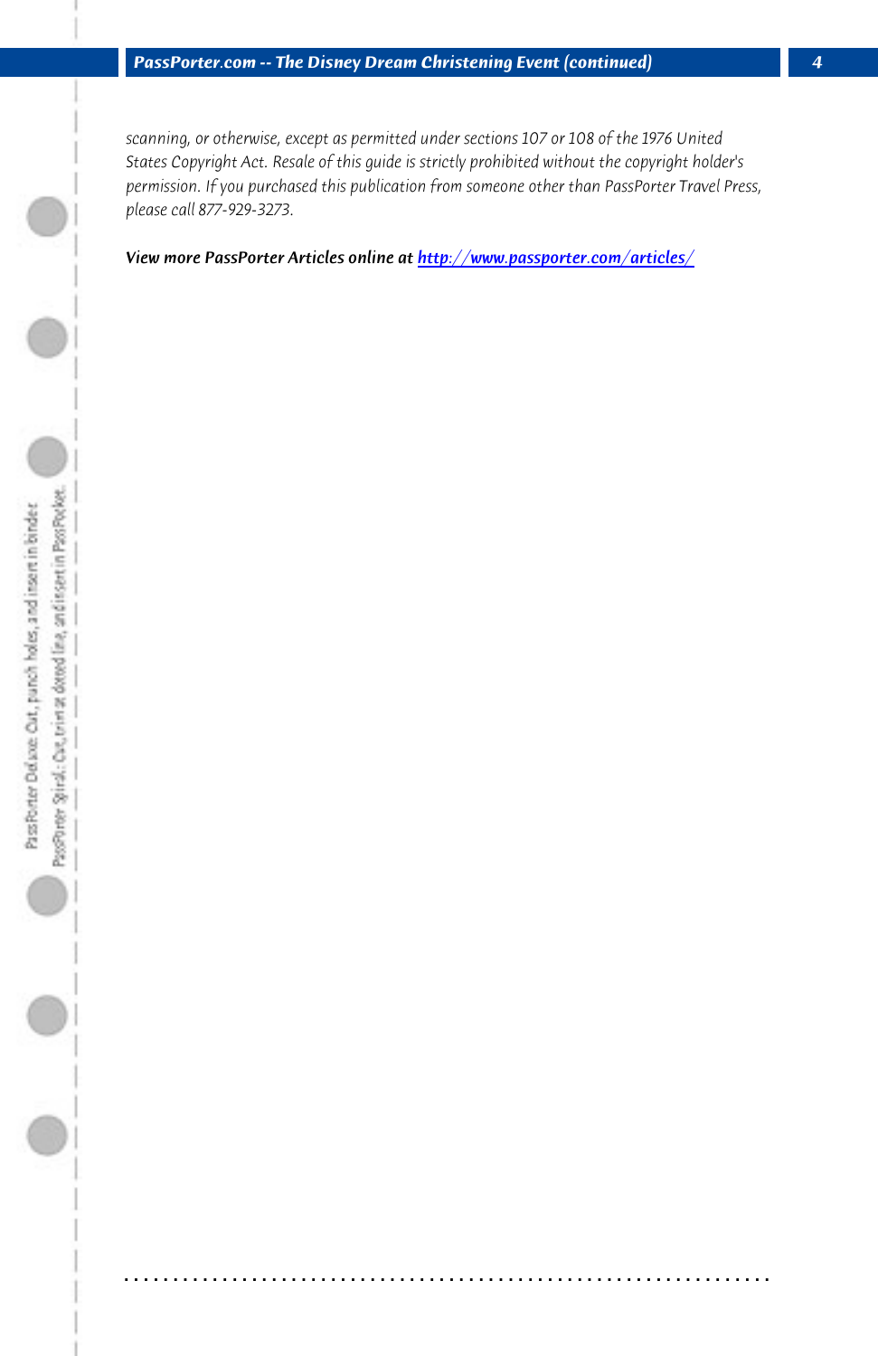*scanning, or otherwise, except as permitted under sections 107 or 108 of the 1976 United States Copyright Act. Resale of this guide is strictly prohibited without the copyright holder's permission. If you purchased this publication from someone other than PassPorter Travel Press, please call 877-929-3273.*

***View more PassPorter Articles online at [http://www.passporter.com/articles/](http://www.passporter.com/articles/)***